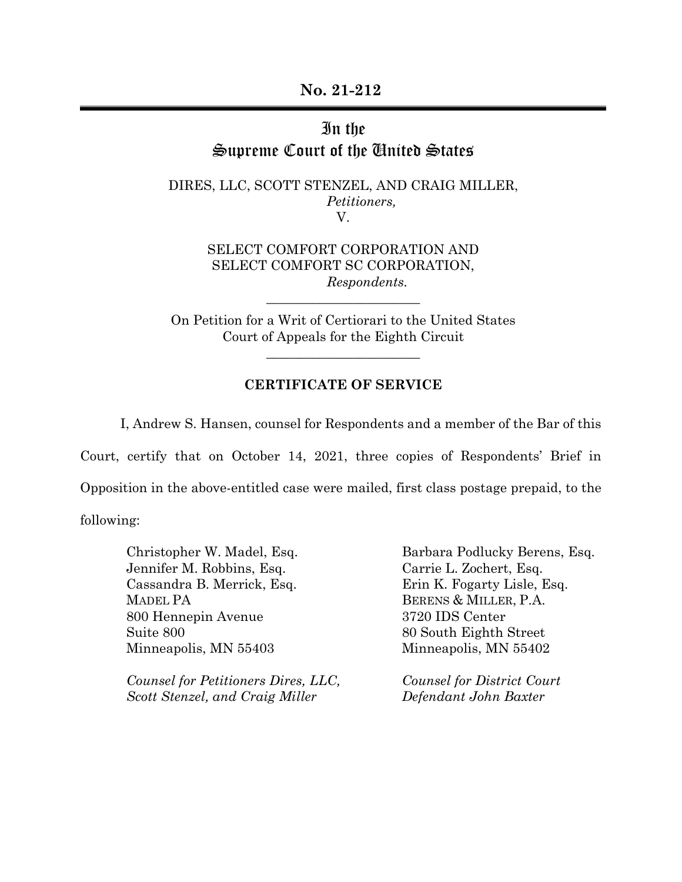**No. 21-212**

# In the Supreme Court of the United States

DIRES, LLC, SCOTT STENZEL, AND CRAIG MILLER,
*Petitioners,*
V.

SELECT COMFORT CORPORATION AND
SELECT COMFORT SC CORPORATION,
*Respondents.*

On Petition for a Writ of Certiorari to the United States Court of Appeals for the Eighth Circuit

## CERTIFICATE OF SERVICE

I, Andrew S. Hansen, counsel for Respondents and a member of the Bar of this Court, certify that on October 14, 2021, three copies of Respondents' Brief in Opposition in the above-entitled case were mailed, first class postage prepaid, to the following:

Christopher W. Madel, Esq.
Jennifer M. Robbins, Esq.
Cassandra B. Merrick, Esq.
MADEL PA
800 Hennepin Avenue
Suite 800
Minneapolis, MN 55403

*Counsel for Petitioners Dires, LLC, Scott Stenzel, and Craig Miller*

Barbara Podlucky Berens, Esq.
Carrie L. Zochert, Esq.
Erin K. Fogarty Lisle, Esq.
BERENS & MILLER, P.A.
3720 IDS Center
80 South Eighth Street
Minneapolis, MN 55402

*Counsel for District Court Defendant John Baxter*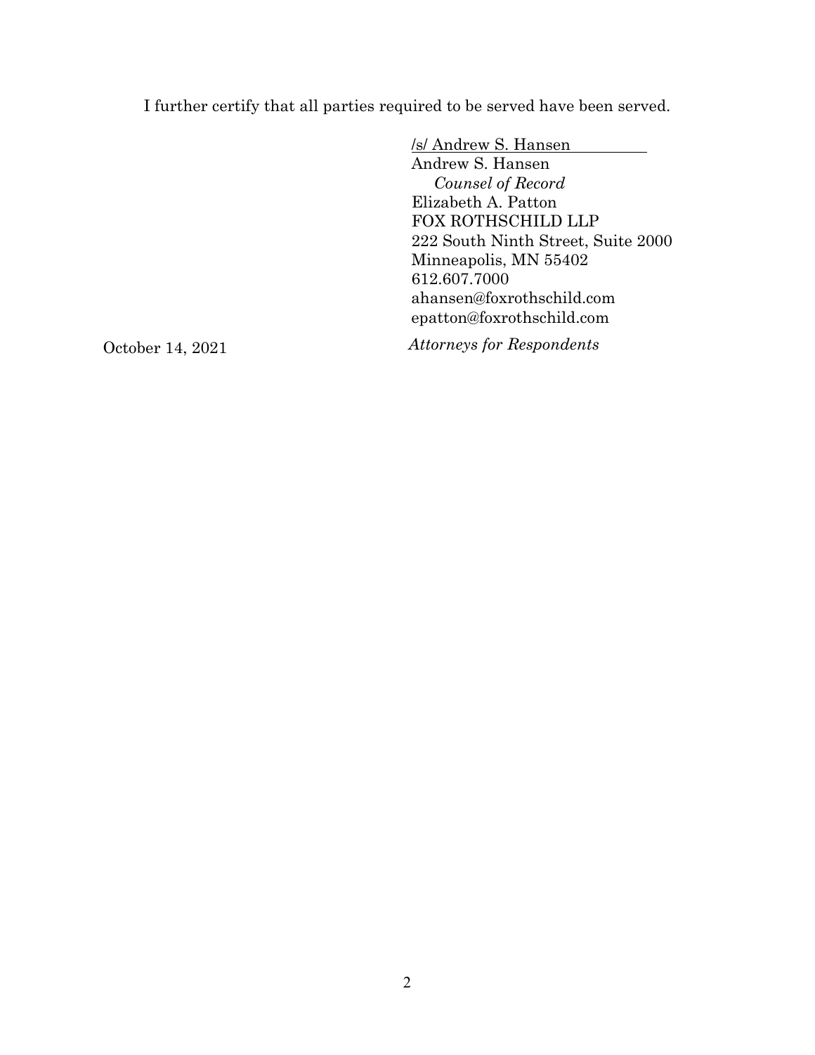I further certify that all parties required to be served have been served.

/s/ Andrew S. Hansen
Andrew S. Hansen
*Counsel of Record*
Elizabeth A. Patton
FOX ROTHSCHILD LLP
222 South Ninth Street, Suite 2000
Minneapolis, MN 55402
612.607.7000
ahansen@foxrothschild.com
epatton@foxrothschild.com

October 14, 2021

*Attorneys for Respondents*